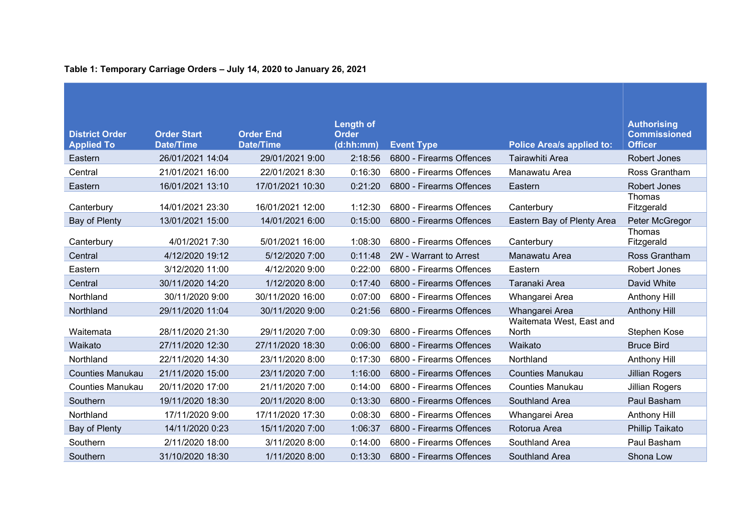**Table 1: Temporary Carriage Orders – July 14, 2020 to January 26, 2021**

| District Order Applied To | Order Start Date/Time | Order End Date/Time | Length of Order (d:hh:mm) | Event Type | Police Area/s applied to: | Authorising Commissioned Officer |
|---|---|---|---|---|---|---|
| Eastern | 26/01/2021 14:04 | 29/01/2021 9:00 | 2:18:56 | 6800 - Firearms Offences | Tairawhiti Area | Robert Jones |
| Central | 21/01/2021 16:00 | 22/01/2021 8:30 | 0:16:30 | 6800 - Firearms Offences | Manawatu Area | Ross Grantham |
| Eastern | 16/01/2021 13:10 | 17/01/2021 10:30 | 0:21:20 | 6800 - Firearms Offences | Eastern | Robert Jones |
| Canterbury | 14/01/2021 23:30 | 16/01/2021 12:00 | 1:12:30 | 6800 - Firearms Offences | Canterbury | Thomas Fitzgerald |
| Bay of Plenty | 13/01/2021 15:00 | 14/01/2021 6:00 | 0:15:00 | 6800 - Firearms Offences | Eastern Bay of Plenty Area | Peter McGregor |
| Canterbury | 4/01/2021 7:30 | 5/01/2021 16:00 | 1:08:30 | 6800 - Firearms Offences | Canterbury | Thomas Fitzgerald |
| Central | 4/12/2020 19:12 | 5/12/2020 7:00 | 0:11:48 | 2W - Warrant to Arrest | Manawatu Area | Ross Grantham |
| Eastern | 3/12/2020 11:00 | 4/12/2020 9:00 | 0:22:00 | 6800 - Firearms Offences | Eastern | Robert Jones |
| Central | 30/11/2020 14:20 | 1/12/2020 8:00 | 0:17:40 | 6800 - Firearms Offences | Taranaki Area | David White |
| Northland | 30/11/2020 9:00 | 30/11/2020 16:00 | 0:07:00 | 6800 - Firearms Offences | Whangarei Area | Anthony Hill |
| Northland | 29/11/2020 11:04 | 30/11/2020 9:00 | 0:21:56 | 6800 - Firearms Offences | Whangarei Area | Anthony Hill |
| Waitemata | 28/11/2020 21:30 | 29/11/2020 7:00 | 0:09:30 | 6800 - Firearms Offences | Waitemata West, East and North | Stephen Kose |
| Waikato | 27/11/2020 12:30 | 27/11/2020 18:30 | 0:06:00 | 6800 - Firearms Offences | Waikato | Bruce Bird |
| Northland | 22/11/2020 14:30 | 23/11/2020 8:00 | 0:17:30 | 6800 - Firearms Offences | Northland | Anthony Hill |
| Counties Manukau | 21/11/2020 15:00 | 23/11/2020 7:00 | 1:16:00 | 6800 - Firearms Offences | Counties Manukau | Jillian Rogers |
| Counties Manukau | 20/11/2020 17:00 | 21/11/2020 7:00 | 0:14:00 | 6800 - Firearms Offences | Counties Manukau | Jillian Rogers |
| Southern | 19/11/2020 18:30 | 20/11/2020 8:00 | 0:13:30 | 6800 - Firearms Offences | Southland Area | Paul Basham |
| Northland | 17/11/2020 9:00 | 17/11/2020 17:30 | 0:08:30 | 6800 - Firearms Offences | Whangarei Area | Anthony Hill |
| Bay of Plenty | 14/11/2020 0:23 | 15/11/2020 7:00 | 1:06:37 | 6800 - Firearms Offences | Rotorua Area | Phillip Taikato |
| Southern | 2/11/2020 18:00 | 3/11/2020 8:00 | 0:14:00 | 6800 - Firearms Offences | Southland Area | Paul Basham |
| Southern | 31/10/2020 18:30 | 1/11/2020 8:00 | 0:13:30 | 6800 - Firearms Offences | Southland Area | Shona Low |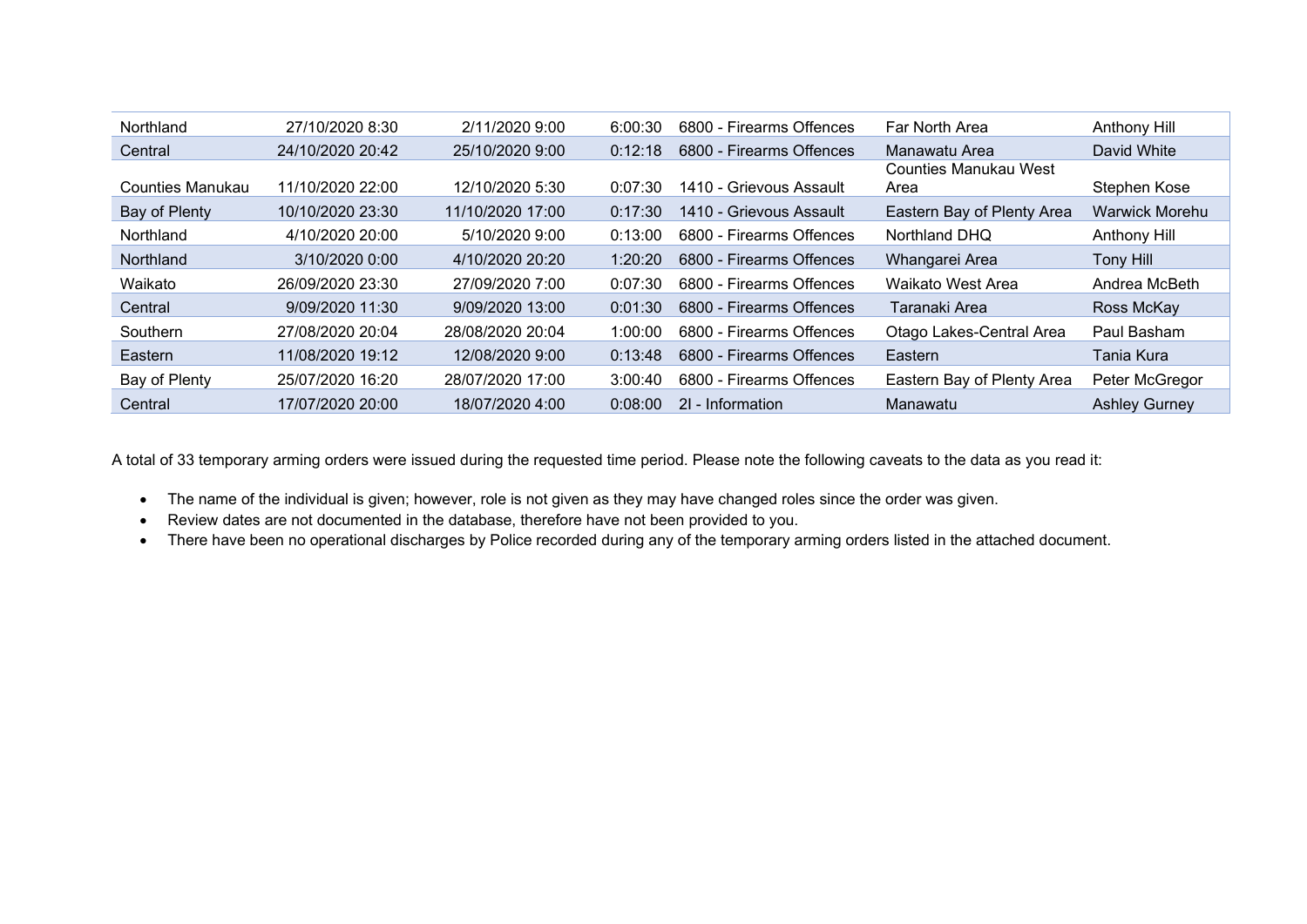| | | | | | | |
|---|---|---|---|---|---|---|
| Northland | 27/10/2020 8:30 | 2/11/2020 9:00 | 6:00:30 | 6800 - Firearms Offences | Far North Area | Anthony Hill |
| Central | 24/10/2020 20:42 | 25/10/2020 9:00 | 0:12:18 | 6800 - Firearms Offences | Manawatu Area | David White |
| Counties Manukau | 11/10/2020 22:00 | 12/10/2020 5:30 | 0:07:30 | 1410 - Grievous Assault | Counties Manukau West Area | Stephen Kose |
| Bay of Plenty | 10/10/2020 23:30 | 11/10/2020 17:00 | 0:17:30 | 1410 - Grievous Assault | Eastern Bay of Plenty Area | Warwick Morehu |
| Northland | 4/10/2020 20:00 | 5/10/2020 9:00 | 0:13:00 | 6800 - Firearms Offences | Northland DHQ | Anthony Hill |
| Northland | 3/10/2020 0:00 | 4/10/2020 20:20 | 1:20:20 | 6800 - Firearms Offences | Whangarei Area | Tony Hill |
| Waikato | 26/09/2020 23:30 | 27/09/2020 7:00 | 0:07:30 | 6800 - Firearms Offences | Waikato West Area | Andrea McBeth |
| Central | 9/09/2020 11:30 | 9/09/2020 13:00 | 0:01:30 | 6800 - Firearms Offences | Taranaki Area | Ross McKay |
| Southern | 27/08/2020 20:04 | 28/08/2020 20:04 | 1:00:00 | 6800 - Firearms Offences | Otago Lakes-Central Area | Paul Basham |
| Eastern | 11/08/2020 19:12 | 12/08/2020 9:00 | 0:13:48 | 6800 - Firearms Offences | Eastern | Tania Kura |
| Bay of Plenty | 25/07/2020 16:20 | 28/07/2020 17:00 | 3:00:40 | 6800 - Firearms Offences | Eastern Bay of Plenty Area | Peter McGregor |
| Central | 17/07/2020 20:00 | 18/07/2020 4:00 | 0:08:00 | 2I - Information | Manawatu | Ashley Gurney |

A total of 33 temporary arming orders were issued during the requested time period. Please note the following caveats to the data as you read it:

- The name of the individual is given; however, role is not given as they may have changed roles since the order was given.
- Review dates are not documented in the database, therefore have not been provided to you.
- There have been no operational discharges by Police recorded during any of the temporary arming orders listed in the attached document.